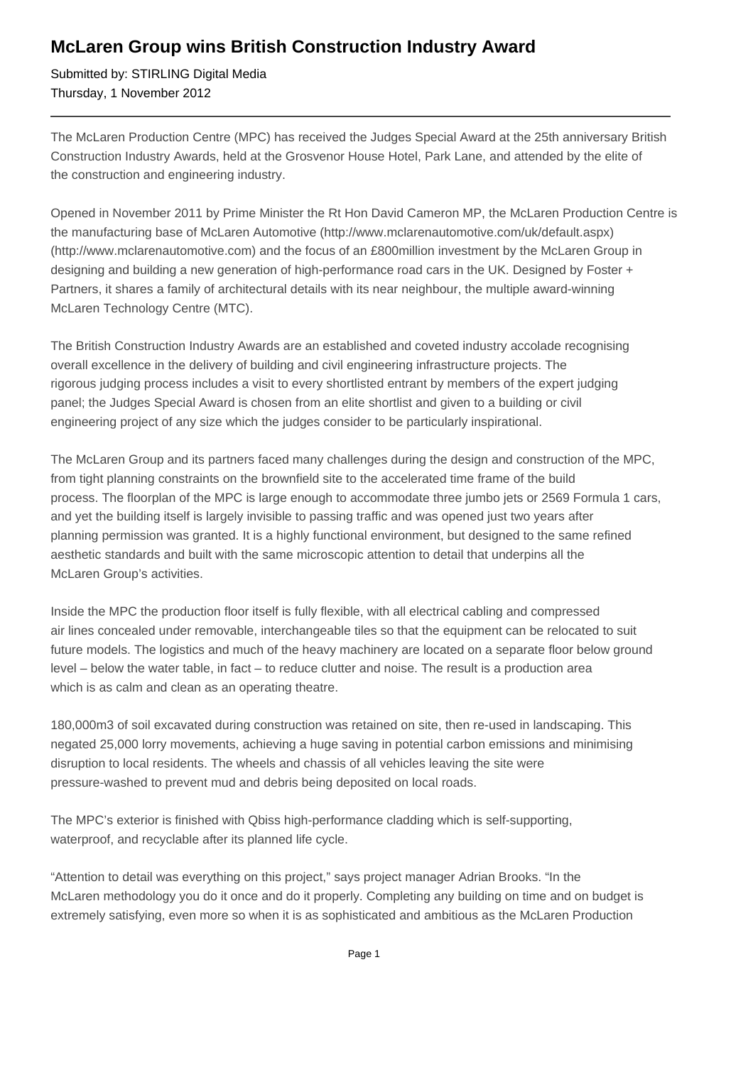# McLaren Group wins British Construction Industry Award

Submitted by: STIRLING Digital Media
Thursday, 1 November 2012

---

The McLaren Production Centre (MPC) has received the Judges Special Award at the 25th anniversary British Construction Industry Awards, held at the Grosvenor House Hotel, Park Lane, and attended by the elite of the construction and engineering industry.

Opened in November 2011 by Prime Minister the Rt Hon David Cameron MP, the McLaren Production Centre is the manufacturing base of McLaren Automotive (http://www.mclarenautomotive.com/uk/default.aspx) (http://www.mclarenautomotive.com) and the focus of an £800million investment by the McLaren Group in designing and building a new generation of high-performance road cars in the UK. Designed by Foster + Partners, it shares a family of architectural details with its near neighbour, the multiple award-winning McLaren Technology Centre (MTC).

The British Construction Industry Awards are an established and coveted industry accolade recognising overall excellence in the delivery of building and civil engineering infrastructure projects. The rigorous judging process includes a visit to every shortlisted entrant by members of the expert judging panel; the Judges Special Award is chosen from an elite shortlist and given to a building or civil engineering project of any size which the judges consider to be particularly inspirational.

The McLaren Group and its partners faced many challenges during the design and construction of the MPC, from tight planning constraints on the brownfield site to the accelerated time frame of the build process. The floorplan of the MPC is large enough to accommodate three jumbo jets or 2569 Formula 1 cars, and yet the building itself is largely invisible to passing traffic and was opened just two years after planning permission was granted. It is a highly functional environment, but designed to the same refined aesthetic standards and built with the same microscopic attention to detail that underpins all the McLaren Group's activities.

Inside the MPC the production floor itself is fully flexible, with all electrical cabling and compressed air lines concealed under removable, interchangeable tiles so that the equipment can be relocated to suit future models. The logistics and much of the heavy machinery are located on a separate floor below ground level – below the water table, in fact – to reduce clutter and noise. The result is a production area which is as calm and clean as an operating theatre.

180,000m3 of soil excavated during construction was retained on site, then re-used in landscaping. This negated 25,000 lorry movements, achieving a huge saving in potential carbon emissions and minimising disruption to local residents. The wheels and chassis of all vehicles leaving the site were pressure-washed to prevent mud and debris being deposited on local roads.

The MPC's exterior is finished with Qbiss high-performance cladding which is self-supporting, waterproof, and recyclable after its planned life cycle.

"Attention to detail was everything on this project," says project manager Adrian Brooks. "In the McLaren methodology you do it once and do it properly. Completing any building on time and on budget is extremely satisfying, even more so when it is as sophisticated and ambitious as the McLaren Production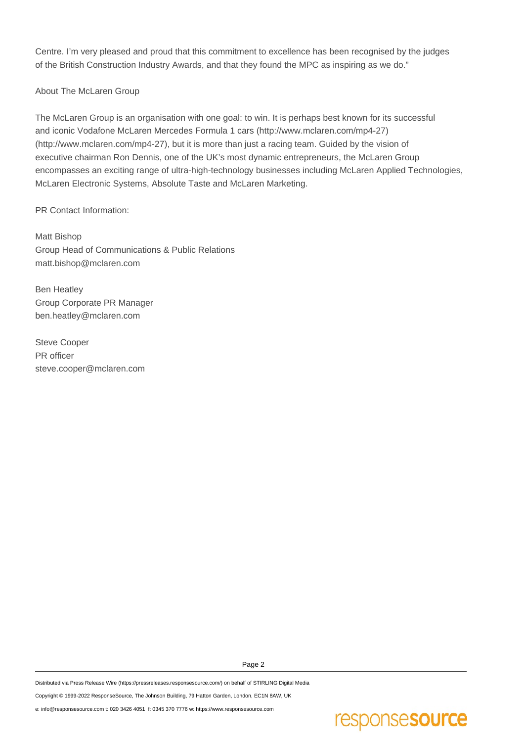Centre. I'm very pleased and proud that this commitment to excellence has been recognised by the judges of the British Construction Industry Awards, and that they found the MPC as inspiring as we do."

About The McLaren Group

The McLaren Group is an organisation with one goal: to win. It is perhaps best known for its successful and iconic Vodafone McLaren Mercedes Formula 1 cars (http://www.mclaren.com/mp4-27) (http://www.mclaren.com/mp4-27), but it is more than just a racing team. Guided by the vision of executive chairman Ron Dennis, one of the UK's most dynamic entrepreneurs, the McLaren Group encompasses an exciting range of ultra-high-technology businesses including McLaren Applied Technologies, McLaren Electronic Systems, Absolute Taste and McLaren Marketing.

PR Contact Information:

Matt Bishop
Group Head of Communications & Public Relations
matt.bishop@mclaren.com

Ben Heatley
Group Corporate PR Manager
ben.heatley@mclaren.com

Steve Cooper
PR officer
steve.cooper@mclaren.com